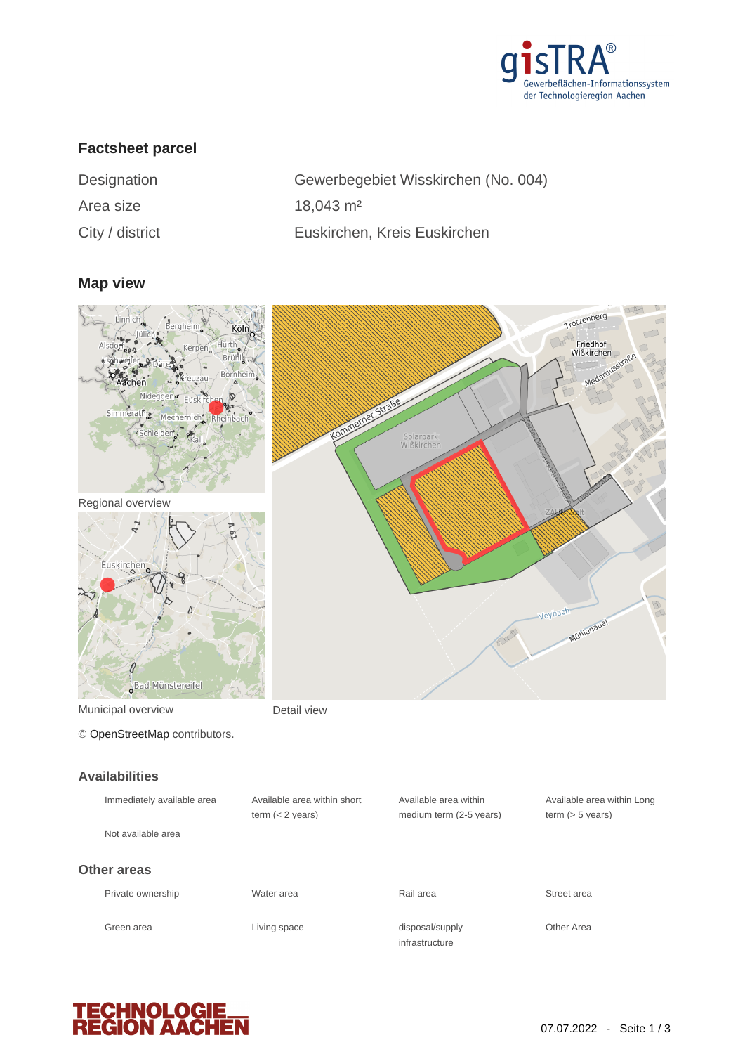## Factsheet parcel

| | |
|---|---|
| Designation | Gewerbegebiet Wisskirchen (No. 004) |
| Area size | 18,043 m² |
| City / district | Euskirchen, Kreis Euskirchen |

## Map view

Regional overview

Municipal overview

Detail view

© OpenStreetMap contributors.

## Availabilities

| | | | |
|---|---|---|---|
| Immediately available area | Available area within short term (< 2 years) | Available area within medium term (2-5 years) | Available area within Long term (> 5 years) |
| Not available area | | | |

## Other areas

| | | | |
|---|---|---|---|
| Private ownership | Water area | Rail area | Street area |
| Green area | Living space | disposal/supply infrastructure | Other Area |

07.07.2022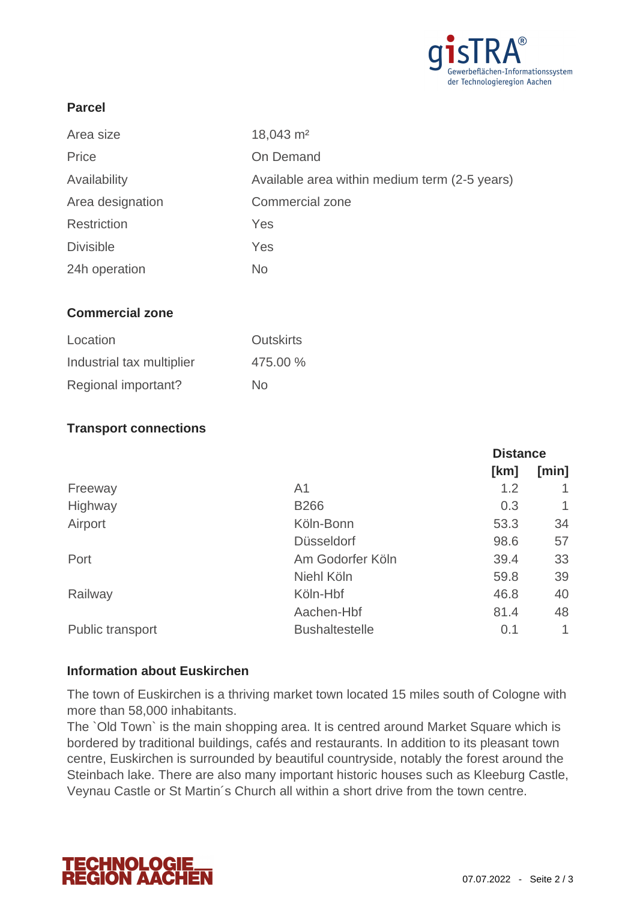## Parcel

| | |
|---|---|
| Area size | 18,043 m² |
| Price | On Demand |
| Availability | Available area within medium term (2-5 years) |
| Area designation | Commercial zone |
| Restriction | Yes |
| Divisible | Yes |
| 24h operation | No |

## Commercial zone

| | |
|---|---|
| Location | Outskirts |
| Industrial tax multiplier | 475.00 % |
| Regional important? | No |

## Transport connections

| | | Distance | |
|---|---|---|---|
| | | [km] | [min] |
| Freeway | A1 | 1.2 | 1 |
| Highway | B266 | 0.3 | 1 |
| Airport | Köln-Bonn | 53.3 | 34 |
| | Düsseldorf | 98.6 | 57 |
| Port | Am Godorfer Köln | 39.4 | 33 |
| | Niehl Köln | 59.8 | 39 |
| Railway | Köln-Hbf | 46.8 | 40 |
| | Aachen-Hbf | 81.4 | 48 |
| Public transport | Bushaltestelle | 0.1 | 1 |

## Information about Euskirchen

The town of Euskirchen is a thriving market town located 15 miles south of Cologne with more than 58,000 inhabitants.
The `Old Town` is the main shopping area. It is centred around Market Square which is bordered by traditional buildings, cafés and restaurants. In addition to its pleasant town centre, Euskirchen is surrounded by beautiful countryside, notably the forest around the Steinbach lake. There are also many important historic houses such as Kleeburg Castle, Veynau Castle or St Martin´s Church all within a short drive from the town centre.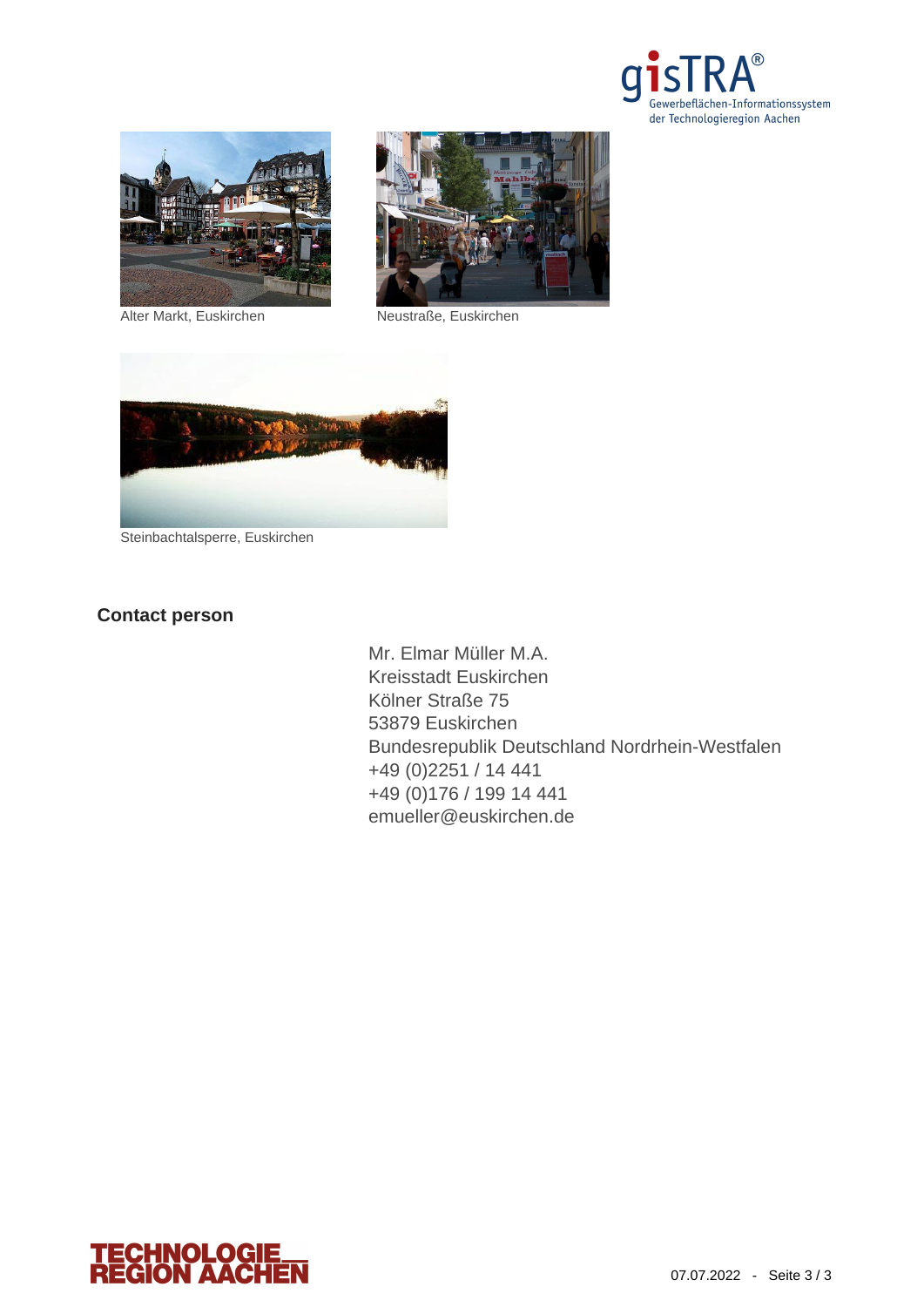Alter Markt, Euskirchen

Neustraße, Euskirchen

Steinbachtalsperre, Euskirchen

## Contact person

Mr. Elmar Müller M.A.
Kreisstadt Euskirchen
Kölner Straße 75
53879 Euskirchen
Bundesrepublik Deutschland Nordrhein-Westfalen
+49 (0)2251 / 14 441
+49 (0)176 / 199 14 441
emueller@euskirchen.de